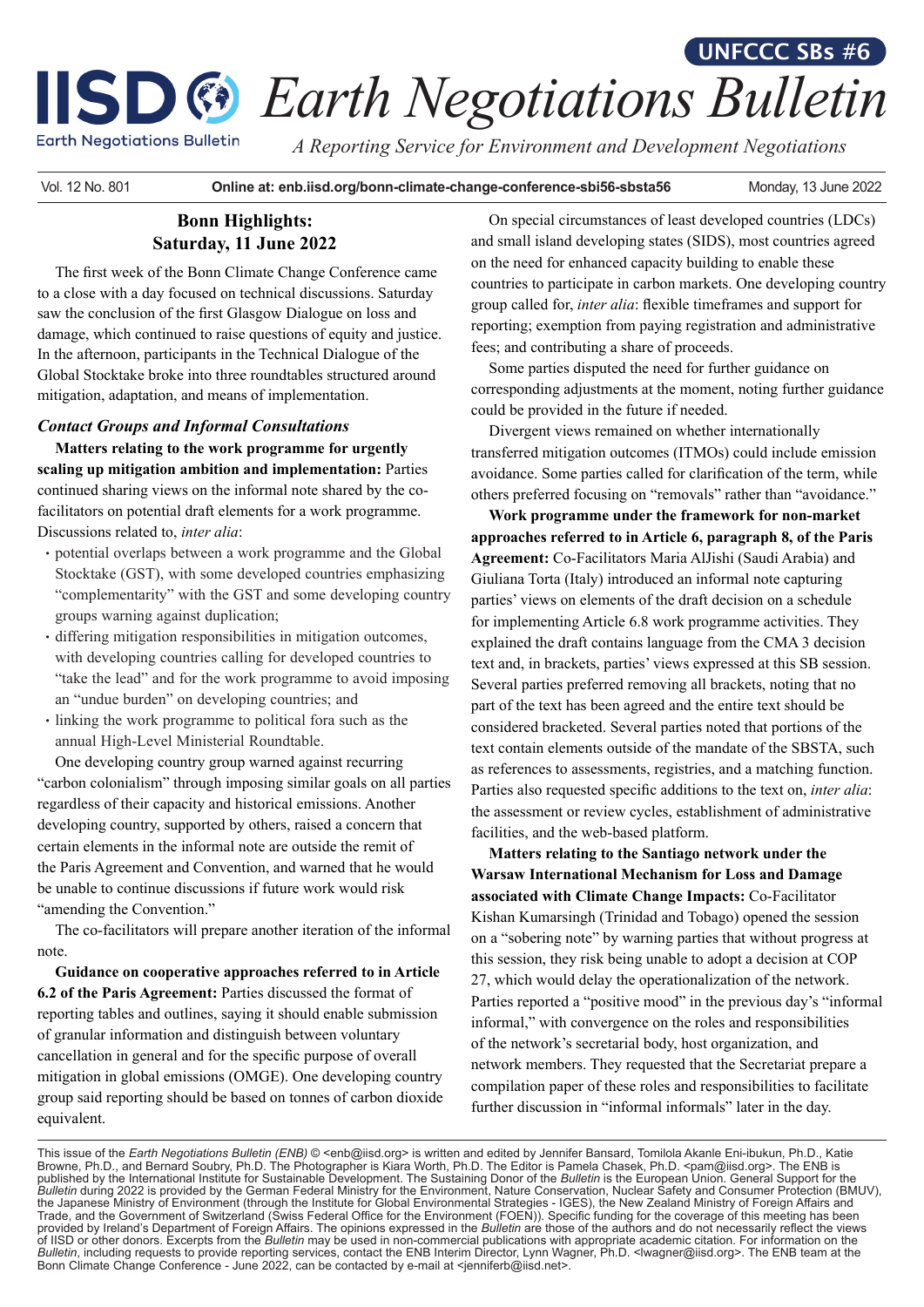# Earth Negotiations Bulletin

UNFCCC SBs #6

*A Reporting Service for Environment and Development Negotiations*

Vol. 12 No. 801 | Online at: enb.iisd.org/bonn-climate-change-conference-sbi56-sbsta56 | Monday, 13 June 2022

## Bonn Highlights: Saturday, 11 June 2022

The first week of the Bonn Climate Change Conference came to a close with a day focused on technical discussions. Saturday saw the conclusion of the first Glasgow Dialogue on loss and damage, which continued to raise questions of equity and justice. In the afternoon, participants in the Technical Dialogue of the Global Stocktake broke into three roundtables structured around mitigation, adaptation, and means of implementation.

### *Contact Groups and Informal Consultations*

**Matters relating to the work programme for urgently scaling up mitigation ambition and implementation:** Parties continued sharing views on the informal note shared by the co-facilitators on potential draft elements for a work programme. Discussions related to, *inter alia*:

- potential overlaps between a work programme and the Global Stocktake (GST), with some developed countries emphasizing "complementarity" with the GST and some developing country groups warning against duplication;
- differing mitigation responsibilities in mitigation outcomes, with developing countries calling for developed countries to "take the lead" and for the work programme to avoid imposing an "undue burden" on developing countries; and
- linking the work programme to political fora such as the annual High-Level Ministerial Roundtable.

One developing country group warned against recurring "carbon colonialism" through imposing similar goals on all parties regardless of their capacity and historical emissions. Another developing country, supported by others, raised a concern that certain elements in the informal note are outside the remit of the Paris Agreement and Convention, and warned that he would be unable to continue discussions if future work would risk "amending the Convention."

The co-facilitators will prepare another iteration of the informal note.

**Guidance on cooperative approaches referred to in Article 6.2 of the Paris Agreement:** Parties discussed the format of reporting tables and outlines, saying it should enable submission of granular information and distinguish between voluntary cancellation in general and for the specific purpose of overall mitigation in global emissions (OMGE). One developing country group said reporting should be based on tonnes of carbon dioxide equivalent.

On special circumstances of least developed countries (LDCs) and small island developing states (SIDS), most countries agreed on the need for enhanced capacity building to enable these countries to participate in carbon markets. One developing country group called for, *inter alia*: flexible timeframes and support for reporting; exemption from paying registration and administrative fees; and contributing a share of proceeds.

Some parties disputed the need for further guidance on corresponding adjustments at the moment, noting further guidance could be provided in the future if needed.

Divergent views remained on whether internationally transferred mitigation outcomes (ITMOs) could include emission avoidance. Some parties called for clarification of the term, while others preferred focusing on "removals" rather than "avoidance."

**Work programme under the framework for non-market approaches referred to in Article 6, paragraph 8, of the Paris Agreement:** Co-Facilitators Maria AlJishi (Saudi Arabia) and Giuliana Torta (Italy) introduced an informal note capturing parties' views on elements of the draft decision on a schedule for implementing Article 6.8 work programme activities. They explained the draft contains language from the CMA 3 decision text and, in brackets, parties' views expressed at this SB session. Several parties preferred removing all brackets, noting that no part of the text has been agreed and the entire text should be considered bracketed. Several parties noted that portions of the text contain elements outside of the mandate of the SBSTA, such as references to assessments, registries, and a matching function. Parties also requested specific additions to the text on, *inter alia*: the assessment or review cycles, establishment of administrative facilities, and the web-based platform.

**Matters relating to the Santiago network under the Warsaw International Mechanism for Loss and Damage associated with Climate Change Impacts:** Co-Facilitator Kishan Kumarsingh (Trinidad and Tobago) opened the session on a "sobering note" by warning parties that without progress at this session, they risk being unable to adopt a decision at COP 27, which would delay the operationalization of the network. Parties reported a "positive mood" in the previous day's "informal informal," with convergence on the roles and responsibilities of the network's secretarial body, host organization, and network members. They requested that the Secretariat prepare a compilation paper of these roles and responsibilities to facilitate further discussion in "informal informals" later in the day.

---

This issue of the *Earth Negotiations Bulletin (ENB)* © <enb@iisd.org> is written and edited by Jennifer Bansard, Tomilola Akanle Eni-ibukun, Ph.D., Katie Browne, Ph.D., and Bernard Soubry, Ph.D. The Photographer is Kiara Worth, Ph.D. The Editor is Pamela Chasek, Ph.D. <pam@iisd.org>. The ENB is published by the International Institute for Sustainable Development. The Sustaining Donor of the *Bulletin* is the European Union. General Support for the *Bulletin* during 2022 is provided by the German Federal Ministry for the Environment, Nature Conservation, Nuclear Safety and Consumer Protection (BMUV), the Japanese Ministry of Environment (through the Institute for Global Environmental Strategies - IGES), the New Zealand Ministry of Foreign Affairs and Trade, and the Government of Switzerland (Swiss Federal Office for the Environment (FOEN)). Specific funding for the coverage of this meeting has been provided by Ireland's Department of Foreign Affairs. The opinions expressed in the *Bulletin* are those of the authors and do not necessarily reflect the views of IISD or other donors. Excerpts from the *Bulletin* may be used in non-commercial publications with appropriate academic citation. For information on the *Bulletin*, including requests to provide reporting services, contact the ENB Interim Director, Lynn Wagner, Ph.D. <lwagner@iisd.org>. The ENB team at the Bonn Climate Change Conference - June 2022, can be contacted by e-mail at <jenniferb@iisd.net>.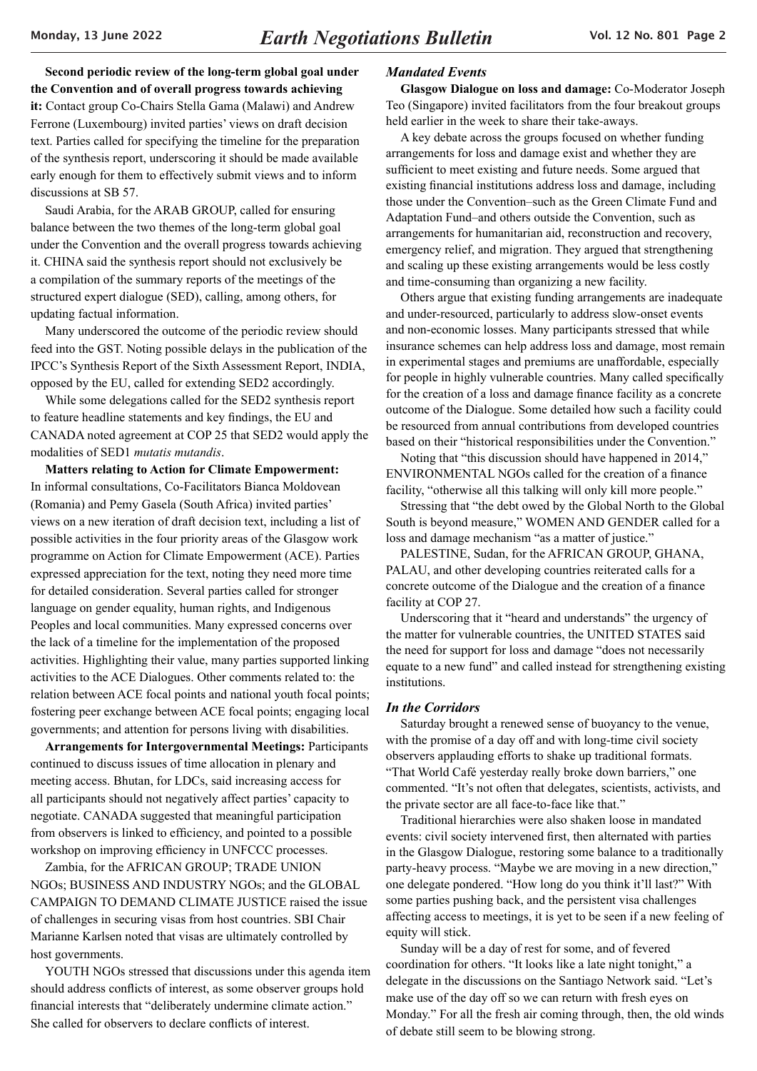**Second periodic review of the long-term global goal under the Convention and of overall progress towards achieving it:** Contact group Co-Chairs Stella Gama (Malawi) and Andrew Ferrone (Luxembourg) invited parties' views on draft decision text. Parties called for specifying the timeline for the preparation of the synthesis report, underscoring it should be made available early enough for them to effectively submit views and to inform discussions at SB 57.

Saudi Arabia, for the ARAB GROUP, called for ensuring balance between the two themes of the long-term global goal under the Convention and the overall progress towards achieving it. CHINA said the synthesis report should not exclusively be a compilation of the summary reports of the meetings of the structured expert dialogue (SED), calling, among others, for updating factual information.

Many underscored the outcome of the periodic review should feed into the GST. Noting possible delays in the publication of the IPCC's Synthesis Report of the Sixth Assessment Report, INDIA, opposed by the EU, called for extending SED2 accordingly.

While some delegations called for the SED2 synthesis report to feature headline statements and key findings, the EU and CANADA noted agreement at COP 25 that SED2 would apply the modalities of SED1 *mutatis mutandis*.

**Matters relating to Action for Climate Empowerment:** In informal consultations, Co-Facilitators Bianca Moldovean (Romania) and Pemy Gasela (South Africa) invited parties' views on a new iteration of draft decision text, including a list of possible activities in the four priority areas of the Glasgow work programme on Action for Climate Empowerment (ACE). Parties expressed appreciation for the text, noting they need more time for detailed consideration. Several parties called for stronger language on gender equality, human rights, and Indigenous Peoples and local communities. Many expressed concerns over the lack of a timeline for the implementation of the proposed activities. Highlighting their value, many parties supported linking activities to the ACE Dialogues. Other comments related to: the relation between ACE focal points and national youth focal points; fostering peer exchange between ACE focal points; engaging local governments; and attention for persons living with disabilities.

**Arrangements for Intergovernmental Meetings:** Participants continued to discuss issues of time allocation in plenary and meeting access. Bhutan, for LDCs, said increasing access for all participants should not negatively affect parties' capacity to negotiate. CANADA suggested that meaningful participation from observers is linked to efficiency, and pointed to a possible workshop on improving efficiency in UNFCCC processes.

Zambia, for the AFRICAN GROUP; TRADE UNION NGOs; BUSINESS AND INDUSTRY NGOs; and the GLOBAL CAMPAIGN TO DEMAND CLIMATE JUSTICE raised the issue of challenges in securing visas from host countries. SBI Chair Marianne Karlsen noted that visas are ultimately controlled by host governments.

YOUTH NGOs stressed that discussions under this agenda item should address conflicts of interest, as some observer groups hold financial interests that "deliberately undermine climate action." She called for observers to declare conflicts of interest.

### *Mandated Events*

**Glasgow Dialogue on loss and damage:** Co-Moderator Joseph Teo (Singapore) invited facilitators from the four breakout groups held earlier in the week to share their take-aways.

A key debate across the groups focused on whether funding arrangements for loss and damage exist and whether they are sufficient to meet existing and future needs. Some argued that existing financial institutions address loss and damage, including those under the Convention–such as the Green Climate Fund and Adaptation Fund–and others outside the Convention, such as arrangements for humanitarian aid, reconstruction and recovery, emergency relief, and migration. They argued that strengthening and scaling up these existing arrangements would be less costly and time-consuming than organizing a new facility.

Others argue that existing funding arrangements are inadequate and under-resourced, particularly to address slow-onset events and non-economic losses. Many participants stressed that while insurance schemes can help address loss and damage, most remain in experimental stages and premiums are unaffordable, especially for people in highly vulnerable countries. Many called specifically for the creation of a loss and damage finance facility as a concrete outcome of the Dialogue. Some detailed how such a facility could be resourced from annual contributions from developed countries based on their "historical responsibilities under the Convention."

Noting that "this discussion should have happened in 2014," ENVIRONMENTAL NGOs called for the creation of a finance facility, "otherwise all this talking will only kill more people."

Stressing that "the debt owed by the Global North to the Global South is beyond measure," WOMEN AND GENDER called for a loss and damage mechanism "as a matter of justice."

PALESTINE, Sudan, for the AFRICAN GROUP, GHANA, PALAU, and other developing countries reiterated calls for a concrete outcome of the Dialogue and the creation of a finance facility at COP 27.

Underscoring that it "heard and understands" the urgency of the matter for vulnerable countries, the UNITED STATES said the need for support for loss and damage "does not necessarily equate to a new fund" and called instead for strengthening existing institutions.

### *In the Corridors*

Saturday brought a renewed sense of buoyancy to the venue, with the promise of a day off and with long-time civil society observers applauding efforts to shake up traditional formats. "That World Café yesterday really broke down barriers," one commented. "It's not often that delegates, scientists, activists, and the private sector are all face-to-face like that."

Traditional hierarchies were also shaken loose in mandated events: civil society intervened first, then alternated with parties in the Glasgow Dialogue, restoring some balance to a traditionally party-heavy process. "Maybe we are moving in a new direction," one delegate pondered. "How long do you think it'll last?" With some parties pushing back, and the persistent visa challenges affecting access to meetings, it is yet to be seen if a new feeling of equity will stick.

Sunday will be a day of rest for some, and of fevered coordination for others. "It looks like a late night tonight," a delegate in the discussions on the Santiago Network said. "Let's make use of the day off so we can return with fresh eyes on Monday." For all the fresh air coming through, then, the old winds of debate still seem to be blowing strong.